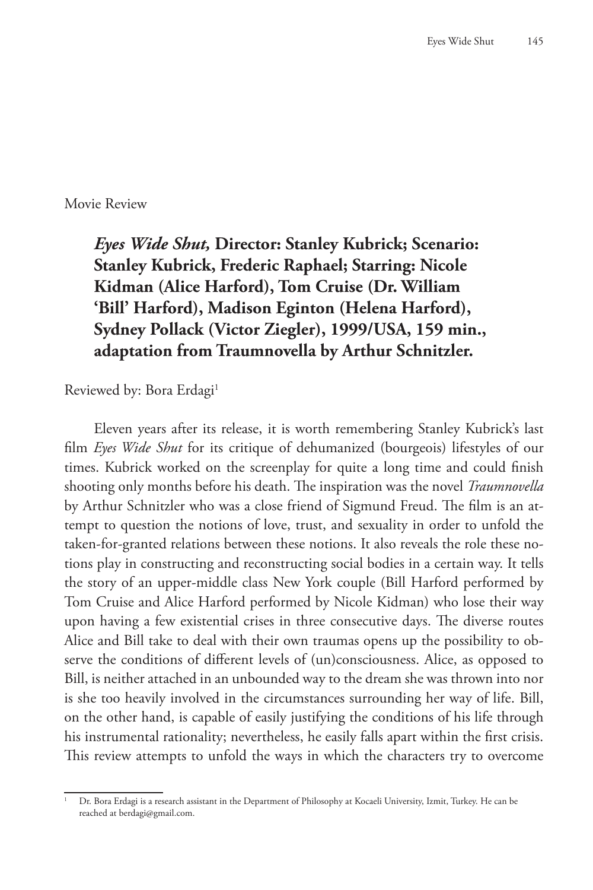Movie Review

## *Eyes Wide Shut,* Director: Stanley Kubrick; Scenario: Stanley Kubrick, Frederic Raphael; Starring: Nicole Kidman (Alice Harford), Tom Cruise (Dr. William 'Bill' Harford), Madison Eginton (Helena Harford), Sydney Pollack (Victor Ziegler), 1999/USA, 159 min., adaptation from Traumnovella by Arthur Schnitzler.

Reviewed by: Bora Erdagi[1]

Eleven years after its release, it is worth remembering Stanley Kubrick's last film *Eyes Wide Shut* for its critique of dehumanized (bourgeois) lifestyles of our times. Kubrick worked on the screenplay for quite a long time and could finish shooting only months before his death. The inspiration was the novel *Traumnovella* by Arthur Schnitzler who was a close friend of Sigmund Freud. The film is an attempt to question the notions of love, trust, and sexuality in order to unfold the taken-for-granted relations between these notions. It also reveals the role these notions play in constructing and reconstructing social bodies in a certain way. It tells the story of an upper-middle class New York couple (Bill Harford performed by Tom Cruise and Alice Harford performed by Nicole Kidman) who lose their way upon having a few existential crises in three consecutive days. The diverse routes Alice and Bill take to deal with their own traumas opens up the possibility to observe the conditions of different levels of (un)consciousness. Alice, as opposed to Bill, is neither attached in an unbounded way to the dream she was thrown into nor is she too heavily involved in the circumstances surrounding her way of life. Bill, on the other hand, is capable of easily justifying the conditions of his life through his instrumental rationality; nevertheless, he easily falls apart within the first crisis. This review attempts to unfold the ways in which the characters try to overcome

[1] Dr. Bora Erdagi is a research assistant in the Department of Philosophy at Kocaeli University, Izmit, Turkey. He can be reached at berdagi@gmail.com.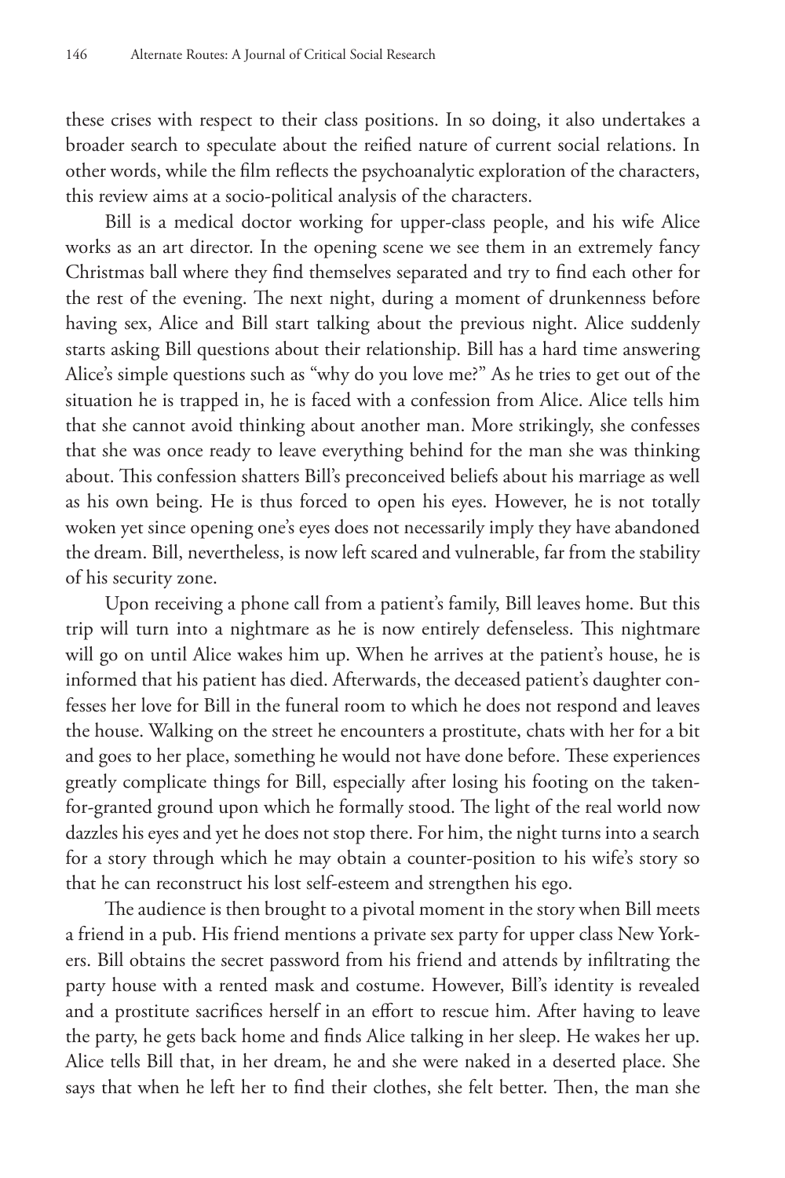these crises with respect to their class positions. In so doing, it also undertakes a broader search to speculate about the reified nature of current social relations. In other words, while the film reflects the psychoanalytic exploration of the characters, this review aims at a socio-political analysis of the characters.

Bill is a medical doctor working for upper-class people, and his wife Alice works as an art director. In the opening scene we see them in an extremely fancy Christmas ball where they find themselves separated and try to find each other for the rest of the evening. The next night, during a moment of drunkenness before having sex, Alice and Bill start talking about the previous night. Alice suddenly starts asking Bill questions about their relationship. Bill has a hard time answering Alice's simple questions such as "why do you love me?" As he tries to get out of the situation he is trapped in, he is faced with a confession from Alice. Alice tells him that she cannot avoid thinking about another man. More strikingly, she confesses that she was once ready to leave everything behind for the man she was thinking about. This confession shatters Bill's preconceived beliefs about his marriage as well as his own being. He is thus forced to open his eyes. However, he is not totally woken yet since opening one's eyes does not necessarily imply they have abandoned the dream. Bill, nevertheless, is now left scared and vulnerable, far from the stability of his security zone.

Upon receiving a phone call from a patient's family, Bill leaves home. But this trip will turn into a nightmare as he is now entirely defenseless. This nightmare will go on until Alice wakes him up. When he arrives at the patient's house, he is informed that his patient has died. Afterwards, the deceased patient's daughter confesses her love for Bill in the funeral room to which he does not respond and leaves the house. Walking on the street he encounters a prostitute, chats with her for a bit and goes to her place, something he would not have done before. These experiences greatly complicate things for Bill, especially after losing his footing on the taken-for-granted ground upon which he formally stood. The light of the real world now dazzles his eyes and yet he does not stop there. For him, the night turns into a search for a story through which he may obtain a counter-position to his wife's story so that he can reconstruct his lost self-esteem and strengthen his ego.

The audience is then brought to a pivotal moment in the story when Bill meets a friend in a pub. His friend mentions a private sex party for upper class New Yorkers. Bill obtains the secret password from his friend and attends by infiltrating the party house with a rented mask and costume. However, Bill's identity is revealed and a prostitute sacrifices herself in an effort to rescue him. After having to leave the party, he gets back home and finds Alice talking in her sleep. He wakes her up. Alice tells Bill that, in her dream, he and she were naked in a deserted place. She says that when he left her to find their clothes, she felt better. Then, the man she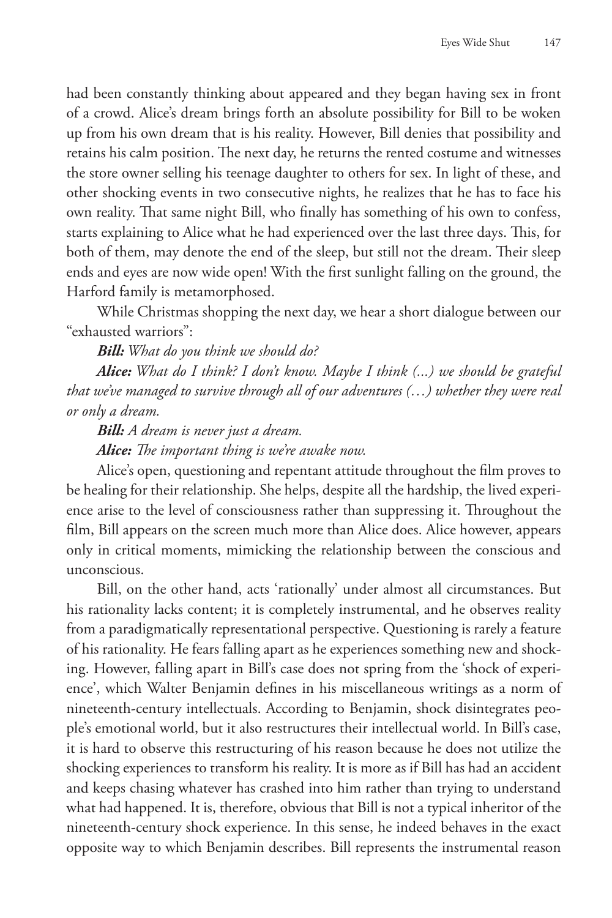had been constantly thinking about appeared and they began having sex in front of a crowd. Alice's dream brings forth an absolute possibility for Bill to be woken up from his own dream that is his reality. However, Bill denies that possibility and retains his calm position. The next day, he returns the rented costume and witnesses the store owner selling his teenage daughter to others for sex. In light of these, and other shocking events in two consecutive nights, he realizes that he has to face his own reality. That same night Bill, who finally has something of his own to confess, starts explaining to Alice what he had experienced over the last three days. This, for both of them, may denote the end of the sleep, but still not the dream. Their sleep ends and eyes are now wide open! With the first sunlight falling on the ground, the Harford family is metamorphosed.

While Christmas shopping the next day, we hear a short dialogue between our "exhausted warriors":

***Bill:*** *What do you think we should do?*

***Alice:*** *What do I think? I don't know. Maybe I think (...) we should be grateful that we've managed to survive through all of our adventures (…) whether they were real or only a dream.*

***Bill:*** *A dream is never just a dream.*

***Alice:*** *The important thing is we're awake now.*

Alice's open, questioning and repentant attitude throughout the film proves to be healing for their relationship. She helps, despite all the hardship, the lived experience arise to the level of consciousness rather than suppressing it. Throughout the film, Bill appears on the screen much more than Alice does. Alice however, appears only in critical moments, mimicking the relationship between the conscious and unconscious.

Bill, on the other hand, acts 'rationally' under almost all circumstances. But his rationality lacks content; it is completely instrumental, and he observes reality from a paradigmatically representational perspective. Questioning is rarely a feature of his rationality. He fears falling apart as he experiences something new and shocking. However, falling apart in Bill's case does not spring from the 'shock of experience', which Walter Benjamin defines in his miscellaneous writings as a norm of nineteenth-century intellectuals. According to Benjamin, shock disintegrates people's emotional world, but it also restructures their intellectual world. In Bill's case, it is hard to observe this restructuring of his reason because he does not utilize the shocking experiences to transform his reality. It is more as if Bill has had an accident and keeps chasing whatever has crashed into him rather than trying to understand what had happened. It is, therefore, obvious that Bill is not a typical inheritor of the nineteenth-century shock experience. In this sense, he indeed behaves in the exact opposite way to which Benjamin describes. Bill represents the instrumental reason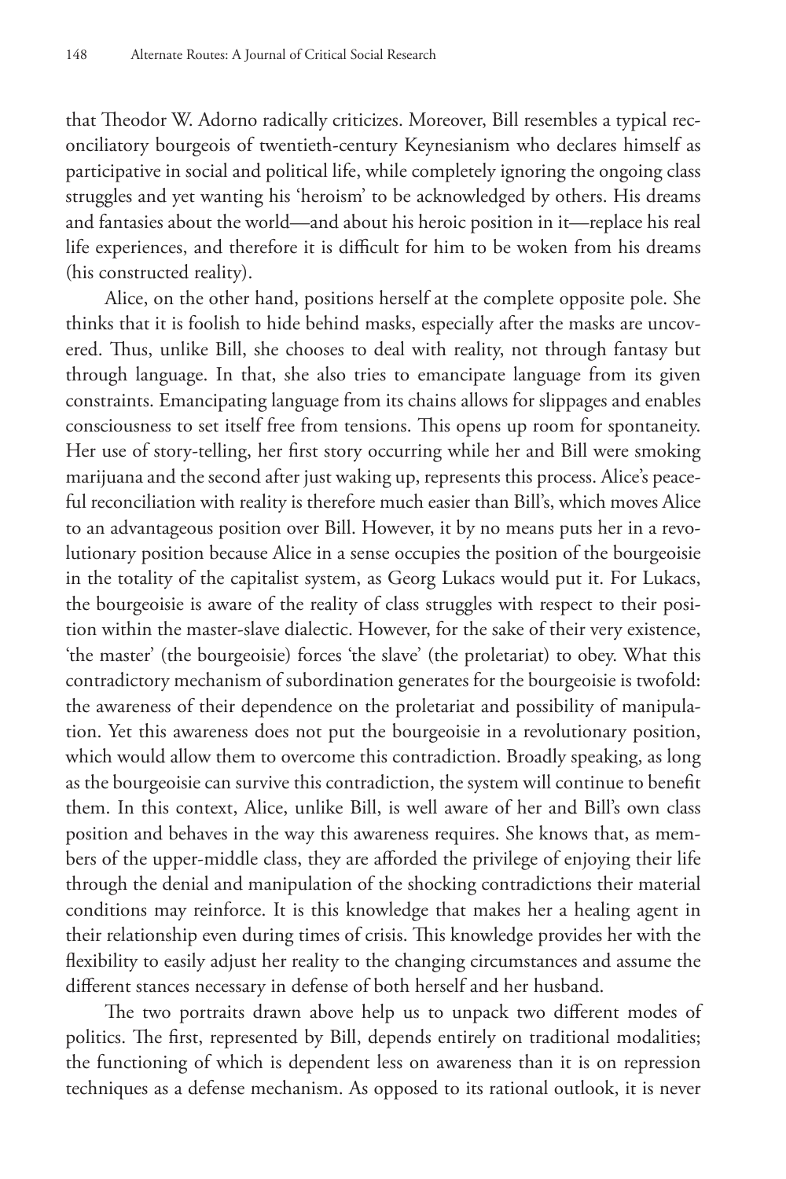that Theodor W. Adorno radically criticizes. Moreover, Bill resembles a typical reconciliatory bourgeois of twentieth-century Keynesianism who declares himself as participative in social and political life, while completely ignoring the ongoing class struggles and yet wanting his 'heroism' to be acknowledged by others. His dreams and fantasies about the world—and about his heroic position in it—replace his real life experiences, and therefore it is difficult for him to be woken from his dreams (his constructed reality).

Alice, on the other hand, positions herself at the complete opposite pole. She thinks that it is foolish to hide behind masks, especially after the masks are uncovered. Thus, unlike Bill, she chooses to deal with reality, not through fantasy but through language. In that, she also tries to emancipate language from its given constraints. Emancipating language from its chains allows for slippages and enables consciousness to set itself free from tensions. This opens up room for spontaneity. Her use of story-telling, her first story occurring while her and Bill were smoking marijuana and the second after just waking up, represents this process. Alice's peaceful reconciliation with reality is therefore much easier than Bill's, which moves Alice to an advantageous position over Bill. However, it by no means puts her in a revolutionary position because Alice in a sense occupies the position of the bourgeoisie in the totality of the capitalist system, as Georg Lukacs would put it. For Lukacs, the bourgeoisie is aware of the reality of class struggles with respect to their position within the master-slave dialectic. However, for the sake of their very existence, 'the master' (the bourgeoisie) forces 'the slave' (the proletariat) to obey. What this contradictory mechanism of subordination generates for the bourgeoisie is twofold: the awareness of their dependence on the proletariat and possibility of manipulation. Yet this awareness does not put the bourgeoisie in a revolutionary position, which would allow them to overcome this contradiction. Broadly speaking, as long as the bourgeoisie can survive this contradiction, the system will continue to benefit them. In this context, Alice, unlike Bill, is well aware of her and Bill's own class position and behaves in the way this awareness requires. She knows that, as members of the upper-middle class, they are afforded the privilege of enjoying their life through the denial and manipulation of the shocking contradictions their material conditions may reinforce. It is this knowledge that makes her a healing agent in their relationship even during times of crisis. This knowledge provides her with the flexibility to easily adjust her reality to the changing circumstances and assume the different stances necessary in defense of both herself and her husband.

The two portraits drawn above help us to unpack two different modes of politics. The first, represented by Bill, depends entirely on traditional modalities; the functioning of which is dependent less on awareness than it is on repression techniques as a defense mechanism. As opposed to its rational outlook, it is never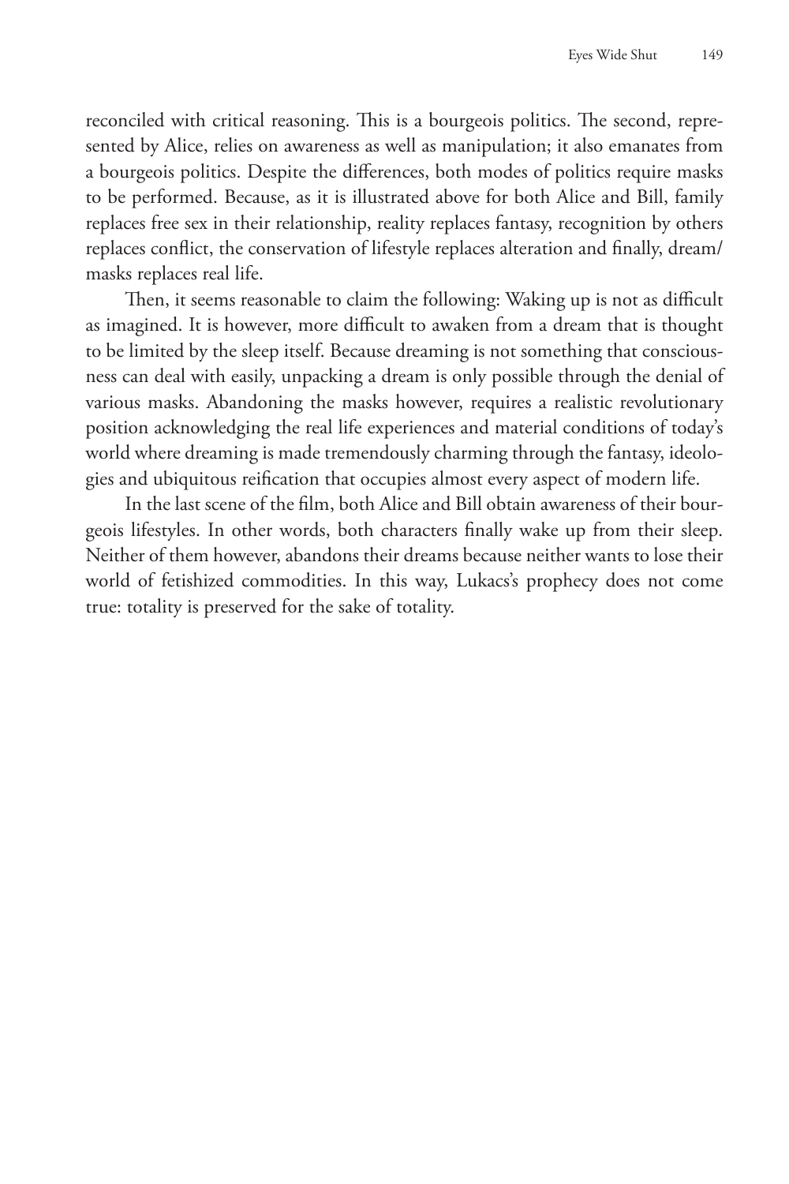reconciled with critical reasoning. This is a bourgeois politics. The second, represented by Alice, relies on awareness as well as manipulation; it also emanates from a bourgeois politics. Despite the differences, both modes of politics require masks to be performed. Because, as it is illustrated above for both Alice and Bill, family replaces free sex in their relationship, reality replaces fantasy, recognition by others replaces conflict, the conservation of lifestyle replaces alteration and finally, dream/masks replaces real life.

Then, it seems reasonable to claim the following: Waking up is not as difficult as imagined. It is however, more difficult to awaken from a dream that is thought to be limited by the sleep itself. Because dreaming is not something that consciousness can deal with easily, unpacking a dream is only possible through the denial of various masks. Abandoning the masks however, requires a realistic revolutionary position acknowledging the real life experiences and material conditions of today's world where dreaming is made tremendously charming through the fantasy, ideologies and ubiquitous reification that occupies almost every aspect of modern life.

In the last scene of the film, both Alice and Bill obtain awareness of their bourgeois lifestyles. In other words, both characters finally wake up from their sleep. Neither of them however, abandons their dreams because neither wants to lose their world of fetishized commodities. In this way, Lukacs's prophecy does not come true: totality is preserved for the sake of totality.